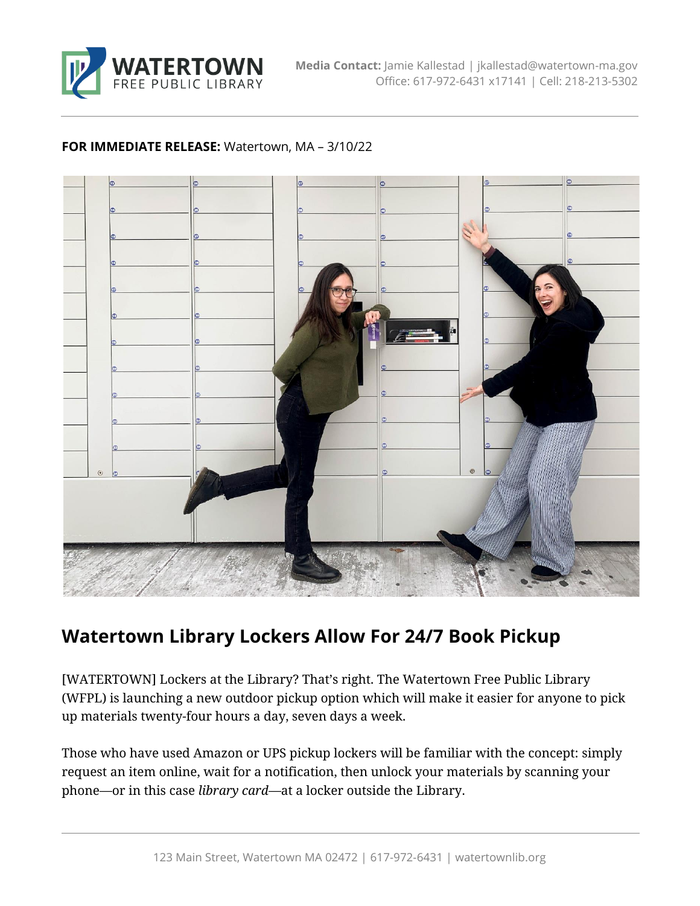**WATERTOWN** FREE PUBLIC LIBRARY

**Media Contact:** Jamie Kallestad | jkallestad@watertown-ma.gov
Office: 617-972-6431 x17141 | Cell: 218-213-5302

**FOR IMMEDIATE RELEASE:** Watertown, MA – 3/10/22

## Watertown Library Lockers Allow For 24/7 Book Pickup

[WATERTOWN] Lockers at the Library? That's right. The Watertown Free Public Library (WFPL) is launching a new outdoor pickup option which will make it easier for anyone to pick up materials twenty-four hours a day, seven days a week.

Those who have used Amazon or UPS pickup lockers will be familiar with the concept: simply request an item online, wait for a notification, then unlock your materials by scanning your phone—or in this case *library card*—at a locker outside the Library.

123 Main Street, Watertown MA 02472 | 617-972-6431 | watertownlib.org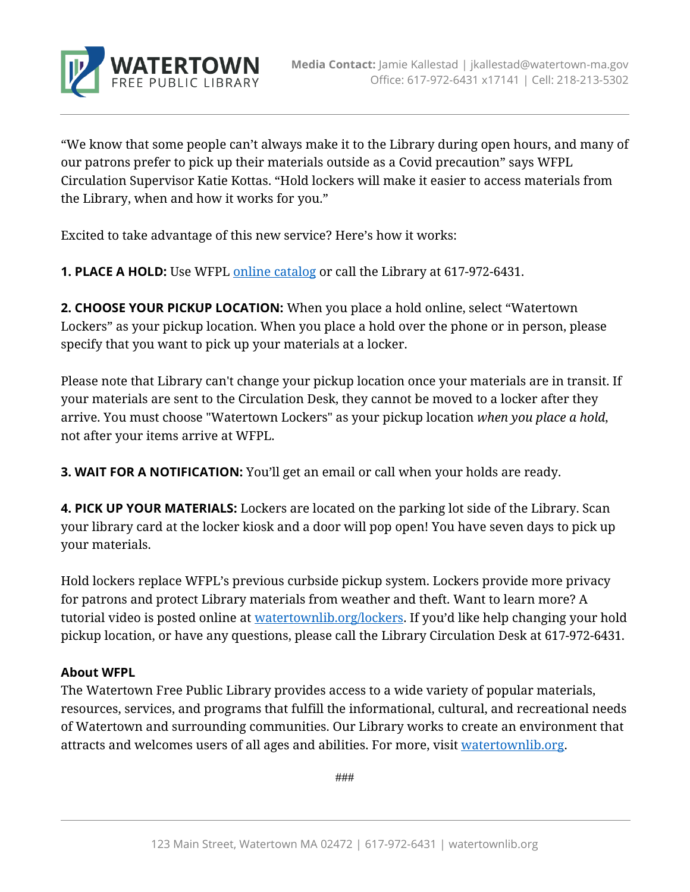"We know that some people can't always make it to the Library during open hours, and many of our patrons prefer to pick up their materials outside as a Covid precaution" says WFPL Circulation Supervisor Katie Kottas. "Hold lockers will make it easier to access materials from the Library, when and how it works for you."

Excited to take advantage of this new service? Here's how it works:

**1. PLACE A HOLD:** Use WFPL [online catalog]() or call the Library at 617-972-6431.

**2. CHOOSE YOUR PICKUP LOCATION:** When you place a hold online, select "Watertown Lockers" as your pickup location. When you place a hold over the phone or in person, please specify that you want to pick up your materials at a locker.

Please note that Library can't change your pickup location once your materials are in transit. If your materials are sent to the Circulation Desk, they cannot be moved to a locker after they arrive. You must choose "Watertown Lockers" as your pickup location *when you place a hold*, not after your items arrive at WFPL.

**3. WAIT FOR A NOTIFICATION:** You'll get an email or call when your holds are ready.

**4. PICK UP YOUR MATERIALS:** Lockers are located on the parking lot side of the Library. Scan your library card at the locker kiosk and a door will pop open! You have seven days to pick up your materials.

Hold lockers replace WFPL's previous curbside pickup system. Lockers provide more privacy for patrons and protect Library materials from weather and theft. Want to learn more? A tutorial video is posted online at [watertownlib.org/lockers](). If you'd like help changing your hold pickup location, or have any questions, please call the Library Circulation Desk at 617-972-6431.

**About WFPL**

The Watertown Free Public Library provides access to a wide variety of popular materials, resources, services, and programs that fulfill the informational, cultural, and recreational needs of Watertown and surrounding communities. Our Library works to create an environment that attracts and welcomes users of all ages and abilities. For more, visit [watertownlib.org]().

###